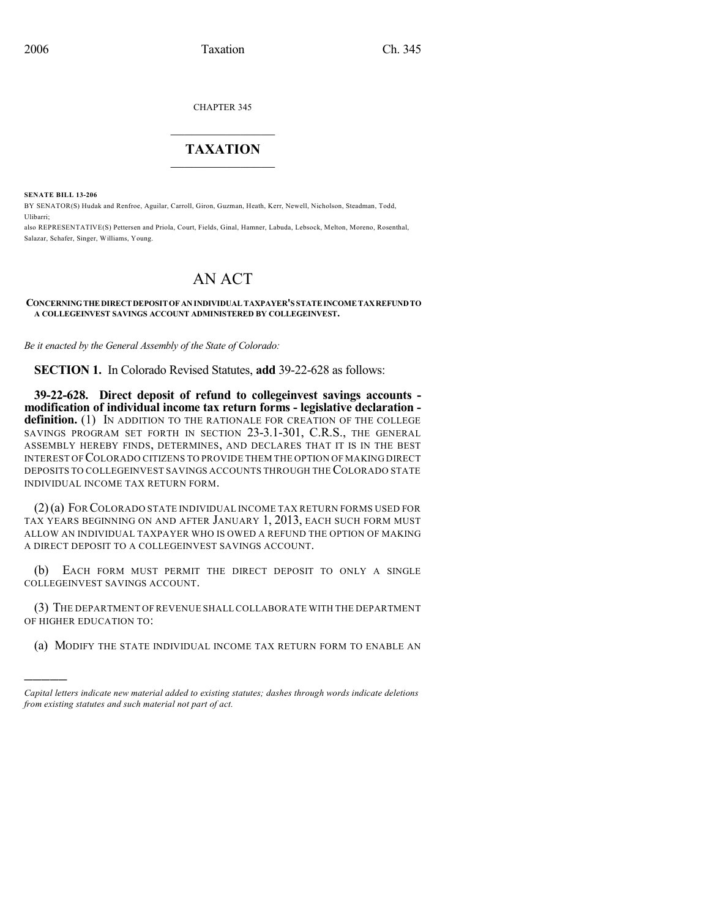CHAPTER 345

# TAXATION

**SENATE BILL 13-206**

BY SENATOR(S) Hudak and Renfroe, Aguilar, Carroll, Giron, Guzman, Heath, Kerr, Newell, Nicholson, Steadman, Todd, Ulibarri;

also REPRESENTATIVE(S) Pettersen and Priola, Court, Fields, Ginal, Hamner, Labuda, Lebsock, Melton, Moreno, Rosenthal, Salazar, Schafer, Singer, Williams, Young.

# AN ACT

**CONCERNING THE DIRECT DEPOSIT OF AN INDIVIDUAL TAXPAYER'S STATE INCOME TAX REFUND TO A COLLEGEINVEST SAVINGS ACCOUNT ADMINISTERED BY COLLEGEINVEST.**

*Be it enacted by the General Assembly of the State of Colorado:*

**SECTION 1.** In Colorado Revised Statutes, **add** 39-22-628 as follows:

**39-22-628. Direct deposit of refund to collegeinvest savings accounts - modification of individual income tax return forms - legislative declaration - definition.** (1) IN ADDITION TO THE RATIONALE FOR CREATION OF THE COLLEGE SAVINGS PROGRAM SET FORTH IN SECTION 23-3.1-301, C.R.S., THE GENERAL ASSEMBLY HEREBY FINDS, DETERMINES, AND DECLARES THAT IT IS IN THE BEST INTEREST OF COLORADO CITIZENS TO PROVIDE THEM THE OPTION OF MAKING DIRECT DEPOSITS TO COLLEGEINVEST SAVINGS ACCOUNTS THROUGH THE COLORADO STATE INDIVIDUAL INCOME TAX RETURN FORM.

(2) (a) FOR COLORADO STATE INDIVIDUAL INCOME TAX RETURN FORMS USED FOR TAX YEARS BEGINNING ON AND AFTER JANUARY 1, 2013, EACH SUCH FORM MUST ALLOW AN INDIVIDUAL TAXPAYER WHO IS OWED A REFUND THE OPTION OF MAKING A DIRECT DEPOSIT TO A COLLEGEINVEST SAVINGS ACCOUNT.

(b) EACH FORM MUST PERMIT THE DIRECT DEPOSIT TO ONLY A SINGLE COLLEGEINVEST SAVINGS ACCOUNT.

(3) THE DEPARTMENT OF REVENUE SHALL COLLABORATE WITH THE DEPARTMENT OF HIGHER EDUCATION TO:

(a) MODIFY THE STATE INDIVIDUAL INCOME TAX RETURN FORM TO ENABLE AN

*Capital letters indicate new material added to existing statutes; dashes through words indicate deletions from existing statutes and such material not part of act.*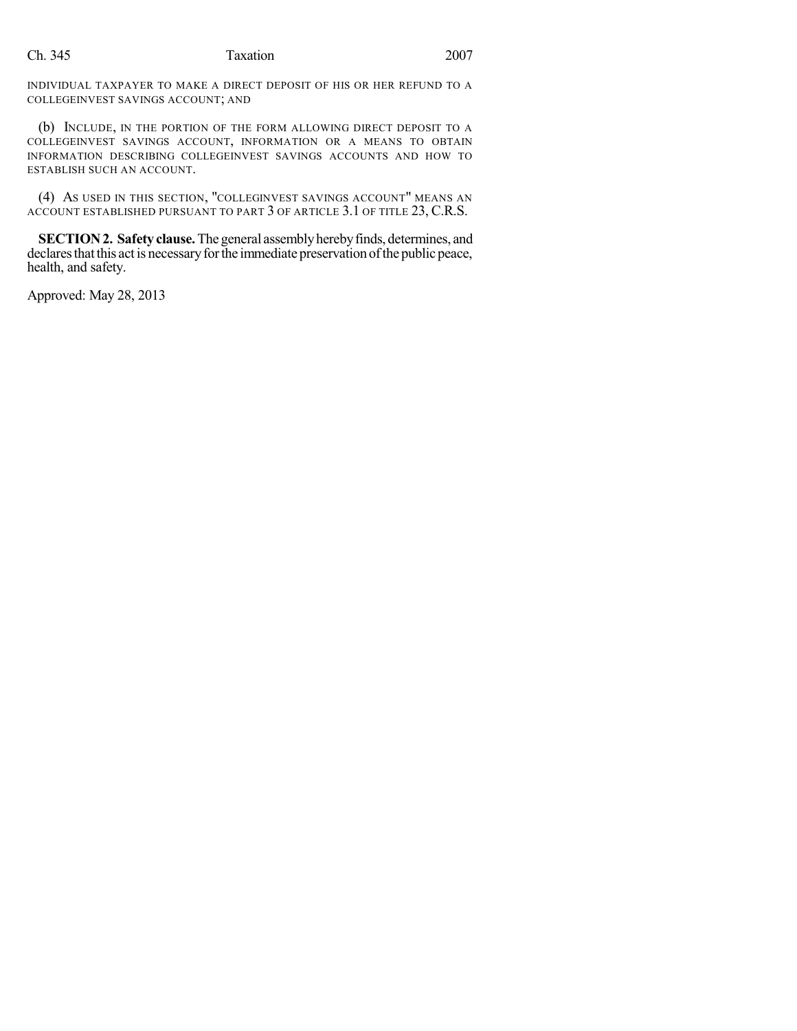INDIVIDUAL TAXPAYER TO MAKE A DIRECT DEPOSIT OF HIS OR HER REFUND TO A COLLEGEINVEST SAVINGS ACCOUNT; AND

(b) INCLUDE, IN THE PORTION OF THE FORM ALLOWING DIRECT DEPOSIT TO A COLLEGEINVEST SAVINGS ACCOUNT, INFORMATION OR A MEANS TO OBTAIN INFORMATION DESCRIBING COLLEGEINVEST SAVINGS ACCOUNTS AND HOW TO ESTABLISH SUCH AN ACCOUNT.

(4) AS USED IN THIS SECTION, "COLLEGINVEST SAVINGS ACCOUNT" MEANS AN ACCOUNT ESTABLISHED PURSUANT TO PART 3 OF ARTICLE 3.1 OF TITLE 23, C.R.S.

**SECTION 2. Safety clause.** The general assembly hereby finds, determines, and declares that this act is necessary for the immediate preservation of the public peace, health, and safety.

Approved: May 28, 2013